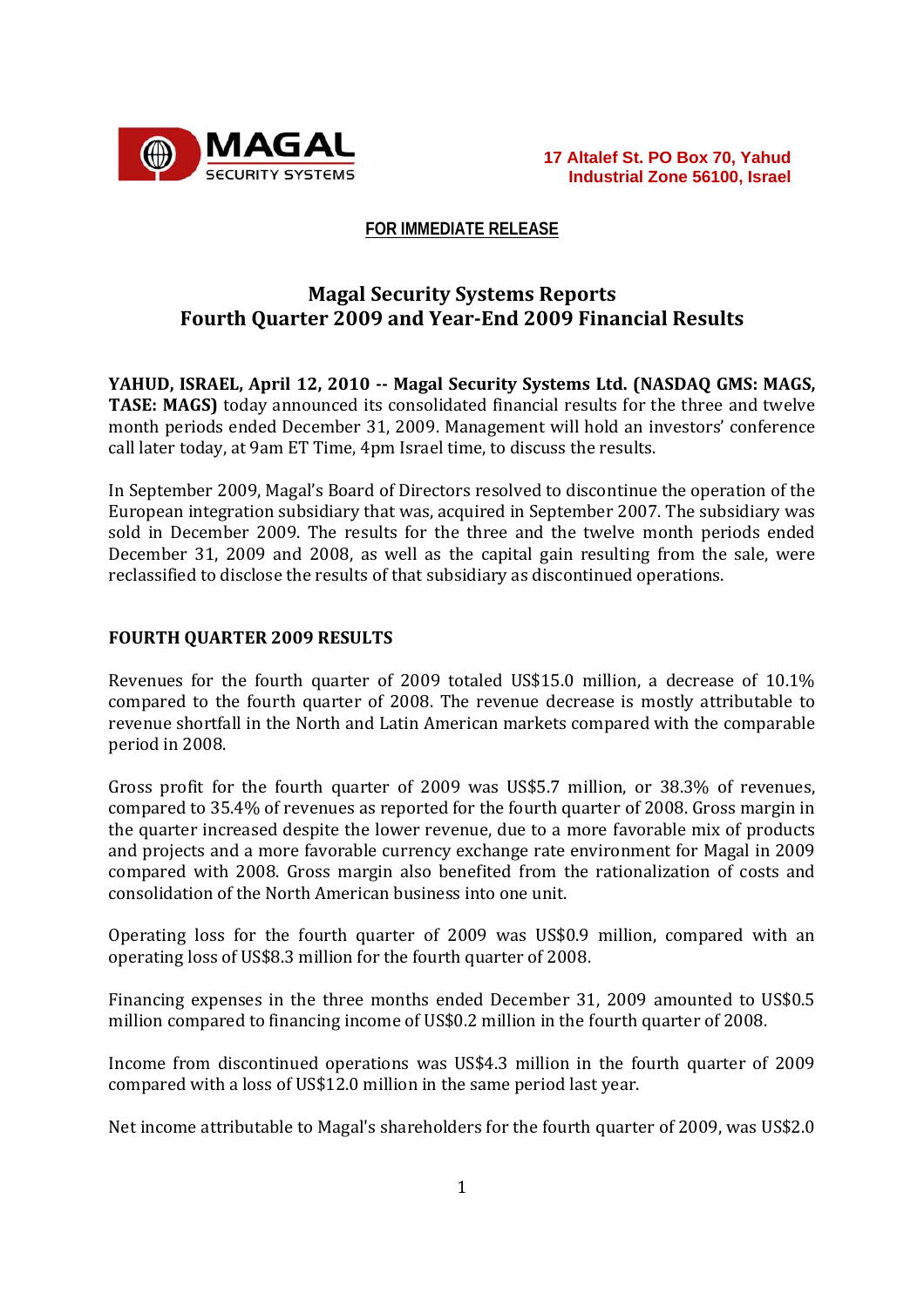MAGAL SECURITY SYSTEMS

17 Altalef St. PO Box 70, Yahud
Industrial Zone 56100, Israel

**FOR IMMEDIATE RELEASE**

# Magal Security Systems Reports
# Fourth Quarter 2009 and Year-End 2009 Financial Results

**YAHUD, ISRAEL, April 12, 2010 -- Magal Security Systems Ltd. (NASDAQ GMS: MAGS, TASE: MAGS)** today announced its consolidated financial results for the three and twelve month periods ended December 31, 2009. Management will hold an investors' conference call later today, at 9am ET Time, 4pm Israel time, to discuss the results.

In September 2009, Magal's Board of Directors resolved to discontinue the operation of the European integration subsidiary that was, acquired in September 2007. The subsidiary was sold in December 2009. The results for the three and the twelve month periods ended December 31, 2009 and 2008, as well as the capital gain resulting from the sale, were reclassified to disclose the results of that subsidiary as discontinued operations.

## FOURTH QUARTER 2009 RESULTS

Revenues for the fourth quarter of 2009 totaled US$15.0 million, a decrease of 10.1% compared to the fourth quarter of 2008. The revenue decrease is mostly attributable to revenue shortfall in the North and Latin American markets compared with the comparable period in 2008.

Gross profit for the fourth quarter of 2009 was US$5.7 million, or 38.3% of revenues, compared to 35.4% of revenues as reported for the fourth quarter of 2008. Gross margin in the quarter increased despite the lower revenue, due to a more favorable mix of products and projects and a more favorable currency exchange rate environment for Magal in 2009 compared with 2008. Gross margin also benefited from the rationalization of costs and consolidation of the North American business into one unit.

Operating loss for the fourth quarter of 2009 was US$0.9 million, compared with an operating loss of US$8.3 million for the fourth quarter of 2008.

Financing expenses in the three months ended December 31, 2009 amounted to US$0.5 million compared to financing income of US$0.2 million in the fourth quarter of 2008.

Income from discontinued operations was US$4.3 million in the fourth quarter of 2009 compared with a loss of US$12.0 million in the same period last year.

Net income attributable to Magal's shareholders for the fourth quarter of 2009, was US$2.0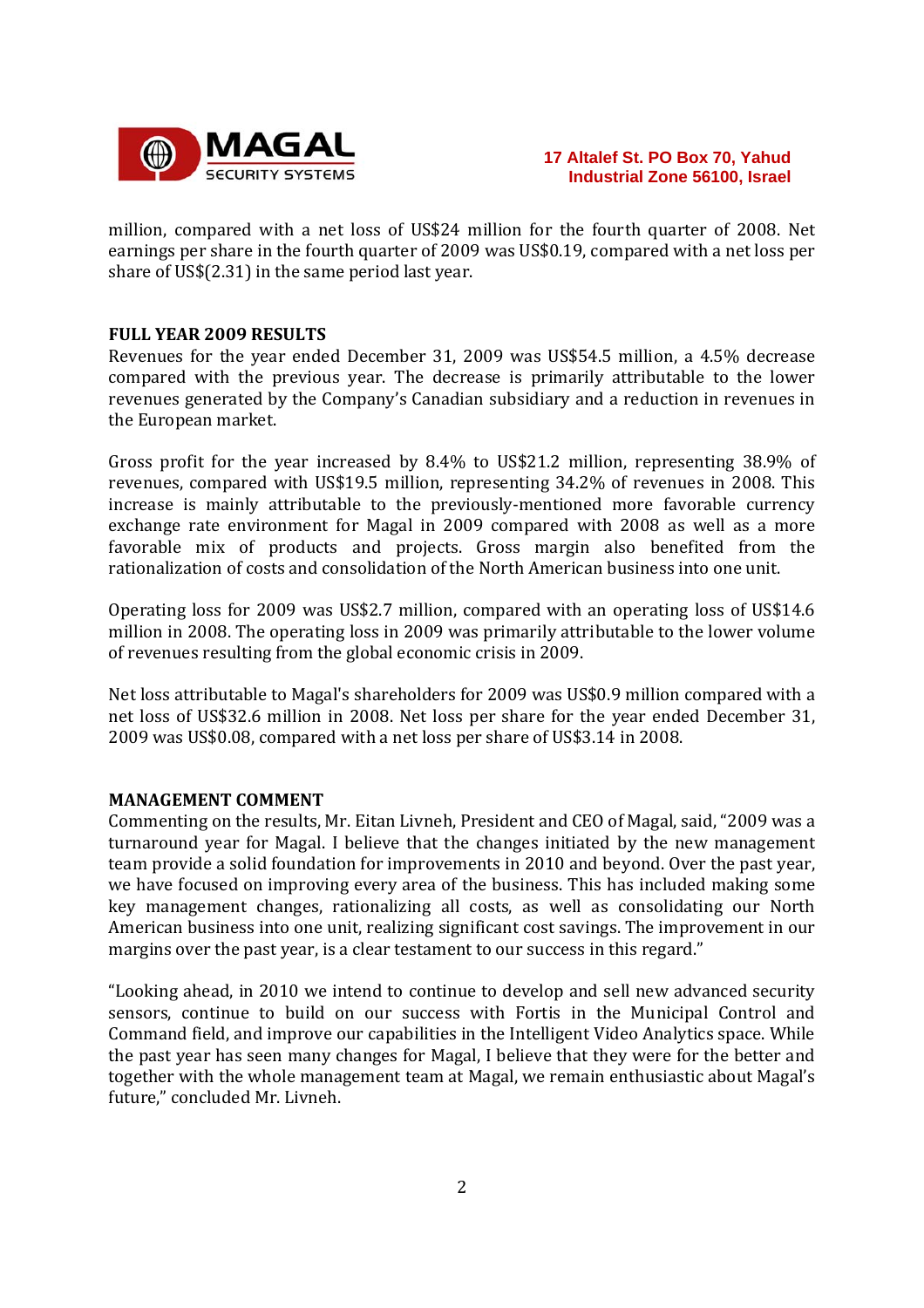million, compared with a net loss of US$24 million for the fourth quarter of 2008. Net earnings per share in the fourth quarter of 2009 was US$0.19, compared with a net loss per share of US$(2.31) in the same period last year.

**FULL YEAR 2009 RESULTS**

Revenues for the year ended December 31, 2009 was US$54.5 million, a 4.5% decrease compared with the previous year. The decrease is primarily attributable to the lower revenues generated by the Company's Canadian subsidiary and a reduction in revenues in the European market.

Gross profit for the year increased by 8.4% to US$21.2 million, representing 38.9% of revenues, compared with US$19.5 million, representing 34.2% of revenues in 2008. This increase is mainly attributable to the previously-mentioned more favorable currency exchange rate environment for Magal in 2009 compared with 2008 as well as a more favorable mix of products and projects. Gross margin also benefited from the rationalization of costs and consolidation of the North American business into one unit.

Operating loss for 2009 was US$2.7 million, compared with an operating loss of US$14.6 million in 2008. The operating loss in 2009 was primarily attributable to the lower volume of revenues resulting from the global economic crisis in 2009.

Net loss attributable to Magal's shareholders for 2009 was US$0.9 million compared with a net loss of US$32.6 million in 2008. Net loss per share for the year ended December 31, 2009 was US$0.08, compared with a net loss per share of US$3.14 in 2008.

**MANAGEMENT COMMENT**

Commenting on the results, Mr. Eitan Livneh, President and CEO of Magal, said, "2009 was a turnaround year for Magal. I believe that the changes initiated by the new management team provide a solid foundation for improvements in 2010 and beyond. Over the past year, we have focused on improving every area of the business. This has included making some key management changes, rationalizing all costs, as well as consolidating our North American business into one unit, realizing significant cost savings. The improvement in our margins over the past year, is a clear testament to our success in this regard."

"Looking ahead, in 2010 we intend to continue to develop and sell new advanced security sensors, continue to build on our success with Fortis in the Municipal Control and Command field, and improve our capabilities in the Intelligent Video Analytics space. While the past year has seen many changes for Magal, I believe that they were for the better and together with the whole management team at Magal, we remain enthusiastic about Magal's future," concluded Mr. Livneh.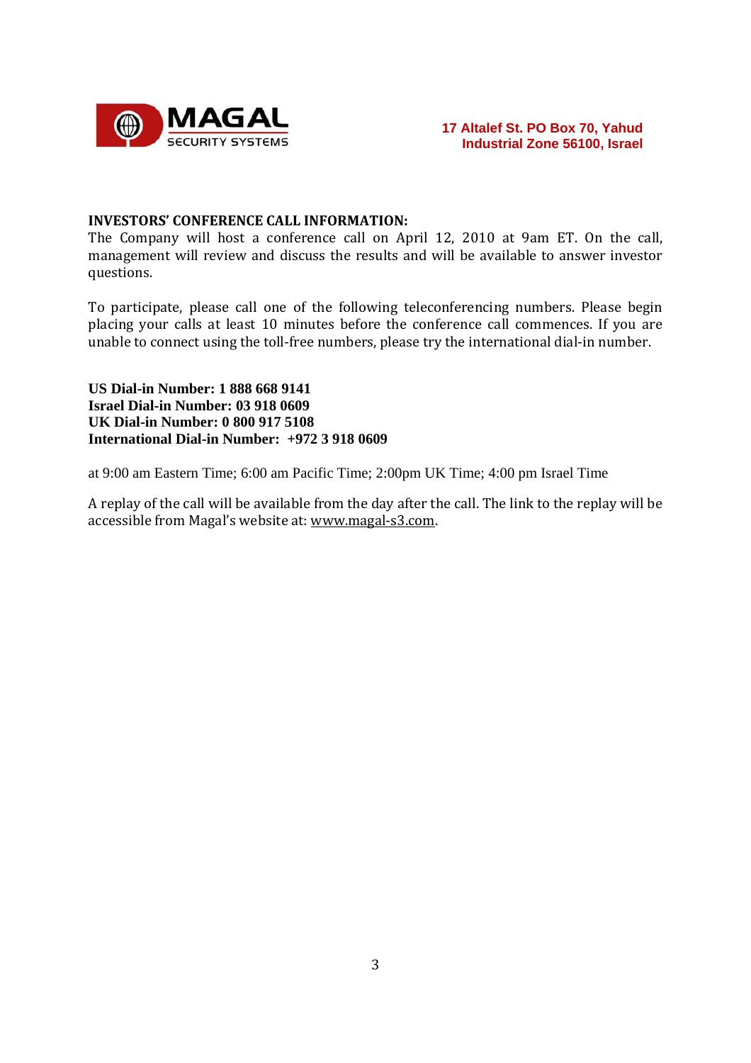**INVESTORS' CONFERENCE CALL INFORMATION:**
The Company will host a conference call on April 12, 2010 at 9am ET. On the call, management will review and discuss the results and will be available to answer investor questions.

To participate, please call one of the following teleconferencing numbers. Please begin placing your calls at least 10 minutes before the conference call commences. If you are unable to connect using the toll-free numbers, please try the international dial-in number.

**US Dial-in Number: 1 888 668 9141**
**Israel Dial-in Number: 03 918 0609**
**UK Dial-in Number: 0 800 917 5108**
**International Dial-in Number: +972 3 918 0609**

at 9:00 am Eastern Time; 6:00 am Pacific Time; 2:00pm UK Time; 4:00 pm Israel Time

A replay of the call will be available from the day after the call. The link to the replay will be accessible from Magal's website at: www.magal-s3.com.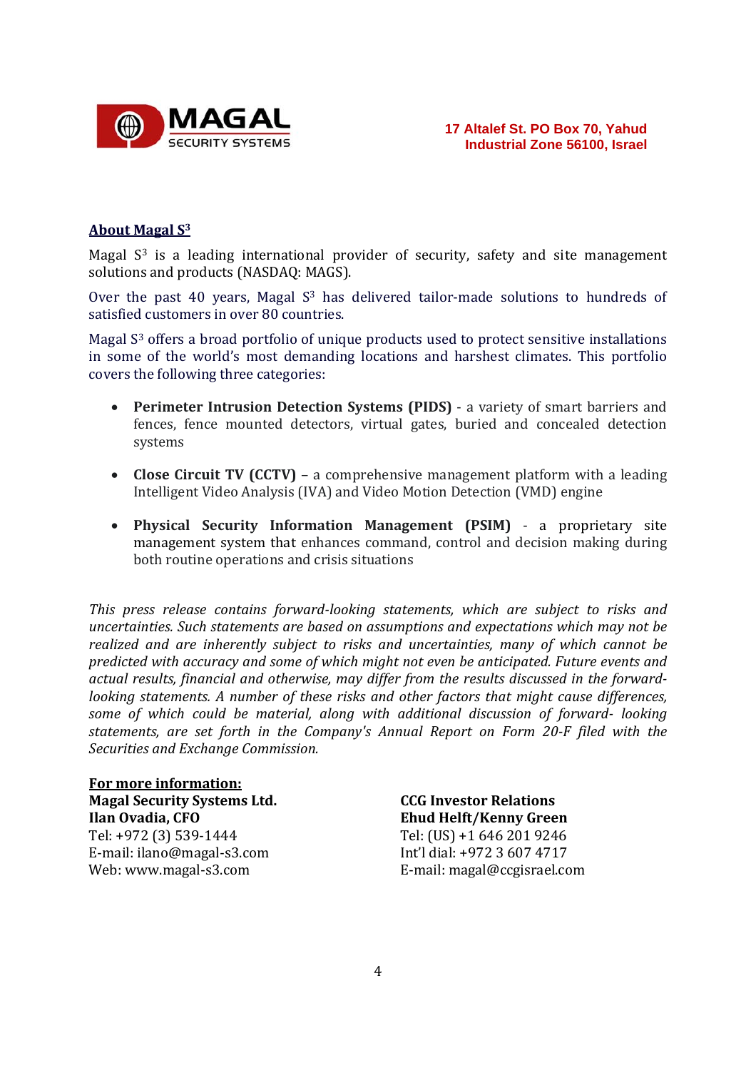17 Altalef St. PO Box 70, Yahud
Industrial Zone 56100, Israel

## About Magal $S^3$

Magal $S^3$ is a leading international provider of security, safety and site management solutions and products (NASDAQ: MAGS).

Over the past 40 years, Magal $S^3$ has delivered tailor-made solutions to hundreds of satisfied customers in over 80 countries.

Magal $S^3$ offers a broad portfolio of unique products used to protect sensitive installations in some of the world's most demanding locations and harshest climates. This portfolio covers the following three categories:

- **Perimeter Intrusion Detection Systems (PIDS)** - a variety of smart barriers and fences, fence mounted detectors, virtual gates, buried and concealed detection systems
- **Close Circuit TV (CCTV)** – a comprehensive management platform with a leading Intelligent Video Analysis (IVA) and Video Motion Detection (VMD) engine
- **Physical Security Information Management (PSIM)** - a proprietary site management system that enhances command, control and decision making during both routine operations and crisis situations

*This press release contains forward-looking statements, which are subject to risks and uncertainties. Such statements are based on assumptions and expectations which may not be realized and are inherently subject to risks and uncertainties, many of which cannot be predicted with accuracy and some of which might not even be anticipated. Future events and actual results, financial and otherwise, may differ from the results discussed in the forward-looking statements. A number of these risks and other factors that might cause differences, some of which could be material, along with additional discussion of forward- looking statements, are set forth in the Company's Annual Report on Form 20-F filed with the Securities and Exchange Commission.*

**For more information:**

**Magal Security Systems Ltd.**
**Ilan Ovadia, CFO**
Tel: +972 (3) 539-1444
E-mail: ilano@magal-s3.com
Web: www.magal-s3.com

**CCG Investor Relations**
**Ehud Helft/Kenny Green**
Tel: (US) +1 646 201 9246
Int'l dial: +972 3 607 4717
E-mail: magal@ccgisrael.com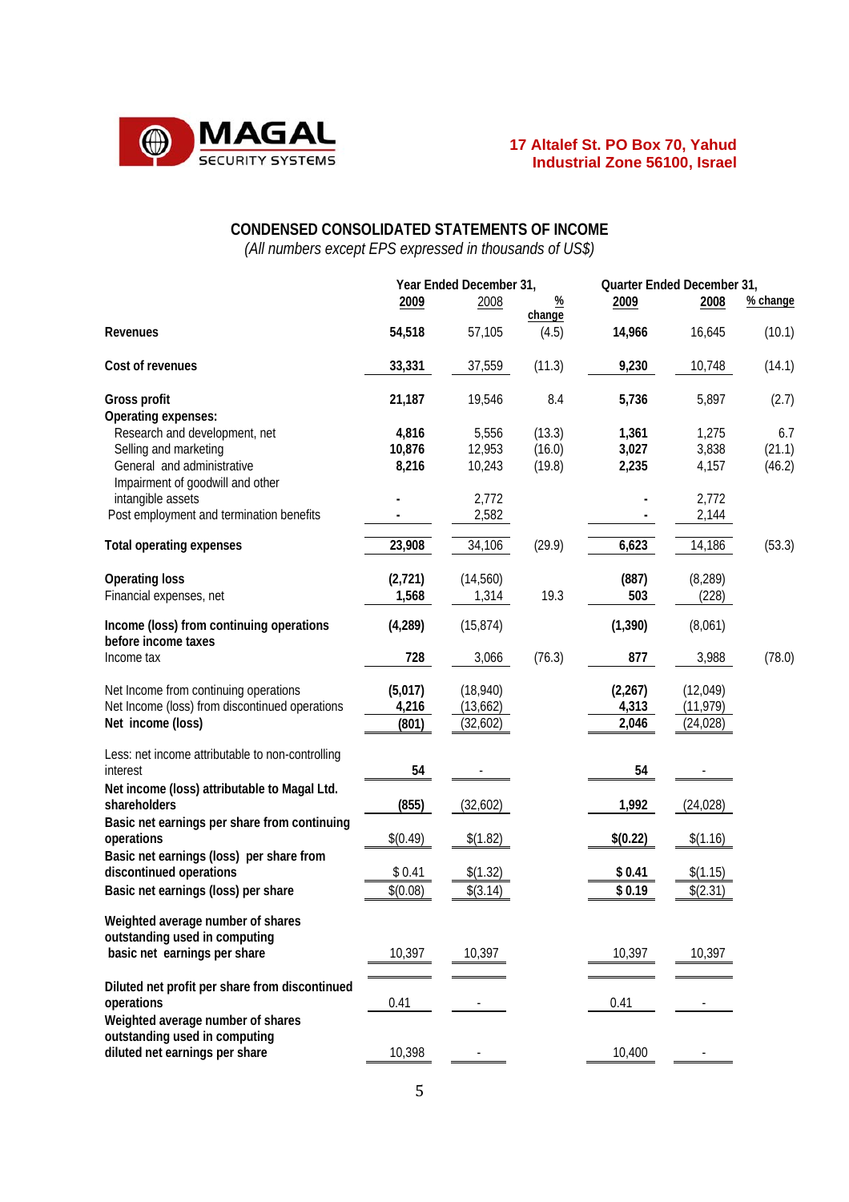MAGAL SECURITY SYSTEMS

**17 Altalef St. PO Box 70, Yahud**
**Industrial Zone 56100, Israel**

## CONDENSED CONSOLIDATED STATEMENTS OF INCOME

*(All numbers except EPS expressed in thousands of US$)*

| | Year Ended December 31, | | | Quarter Ended December 31, | | |
|---|---|---|---|---|---|---|
| | **2009** | 2008 | **% change** | **2009** | **2008** | **% change** |
| **Revenues** | **54,518** | 57,105 | (4.5) | **14,966** | 16,645 | (10.1) |
| **Cost of revenues** | **33,331** | 37,559 | (11.3) | **9,230** | 10,748 | (14.1) |
| **Gross profit** | **21,187** | 19,546 | 8.4 | **5,736** | 5,897 | (2.7) |
| **Operating expenses:** | | | | | | |
| Research and development, net | **4,816** | 5,556 | (13.3) | **1,361** | 1,275 | 6.7 |
| Selling and marketing | **10,876** | 12,953 | (16.0) | **3,027** | 3,838 | (21.1) |
| General and administrative | **8,216** | 10,243 | (19.8) | **2,235** | 4,157 | (46.2) |
| Impairment of goodwill and other intangible assets | **-** | 2,772 | | **-** | 2,772 | |
| Post employment and termination benefits | **-** | 2,582 | | **-** | 2,144 | |
| **Total operating expenses** | **23,908** | 34,106 | (29.9) | **6,623** | 14,186 | (53.3) |
| **Operating loss** | **(2,721)** | (14,560) | | **(887)** | (8,289) | |
| Financial expenses, net | **1,568** | 1,314 | 19.3 | **503** | (228) | |
| **Income (loss) from continuing operations before income taxes** | **(4,289)** | (15,874) | | **(1,390)** | (8,061) | |
| Income tax | **728** | 3,066 | (76.3) | **877** | 3,988 | (78.0) |
| Net Income from continuing operations | **(5,017)** | (18,940) | | **(2,267)** | (12,049) | |
| Net Income (loss) from discontinued operations | **4,216** | (13,662) | | **4,313** | (11,979) | |
| **Net income (loss)** | **(801)** | (32,602) | | **2,046** | (24,028) | |
| Less: net income attributable to non-controlling interest | **54** | - | | **54** | - | |
| **Net income (loss) attributable to Magal Ltd. shareholders** | **(855)** | (32,602) | | **1,992** | (24,028) | |
| **Basic net earnings per share from continuing operations** | $(0.49) | $(1.82) | | **$(0.22)** | $(1.16) | |
| **Basic net earnings (loss) per share from discontinued operations** | $ 0.41 | $(1.32) | | **$ 0.41** | $(1.15) | |
| **Basic net earnings (loss) per share** | $(0.08) | $(3.14) | | **$ 0.19** | $(2.31) | |
| **Weighted average number of shares outstanding used in computing basic net earnings per share** | 10,397 | 10,397 | | 10,397 | 10,397 | |
| **Diluted net profit per share from discontinued operations** | 0.41 | - | | 0.41 | - | |
| **Weighted average number of shares outstanding used in computing diluted net earnings per share** | 10,398 | - | | 10,400 | - | |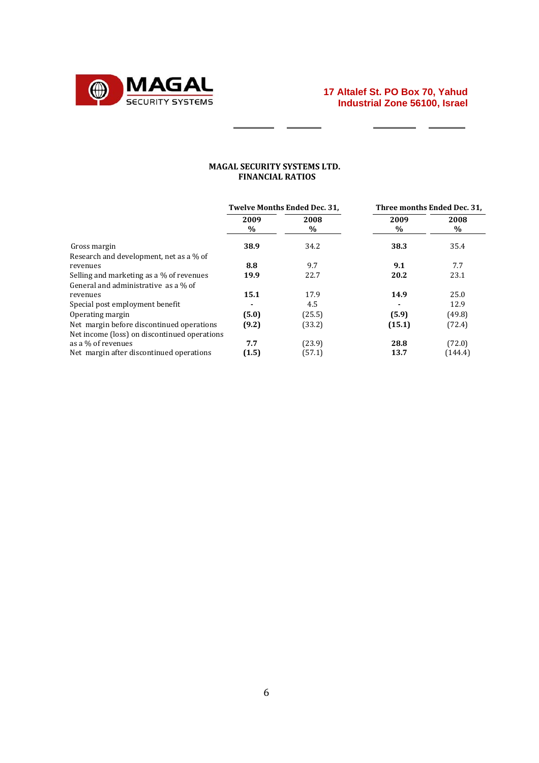MAGAL SECURITY SYSTEMS

17 Altalef St. PO Box 70, Yahud
Industrial Zone 56100, Israel

## MAGAL SECURITY SYSTEMS LTD.
## FINANCIAL RATIOS

| | Twelve Months Ended Dec. 31, | | Three months Ended Dec. 31, | |
|---|---|---|---|---|
| | **2009 %** | **2008 %** | **2009 %** | **2008 %** |
| Gross margin | **38.9** | 34.2 | **38.3** | 35.4 |
| Research and development, net as a % of revenues | **8.8** | 9.7 | **9.1** | 7.7 |
| Selling and marketing as a % of revenues | **19.9** | 22.7 | **20.2** | 23.1 |
| General and administrative as a % of revenues | **15.1** | 17.9 | **14.9** | 25.0 |
| Special post employment benefit | **-** | 4.5 | **-** | 12.9 |
| Operating margin | **(5.0)** | (25.5) | **(5.9)** | (49.8) |
| Net margin before discontinued operations | **(9.2)** | (33.2) | **(15.1)** | (72.4) |
| Net income (loss) on discontinued operations as a % of revenues | **7.7** | (23.9) | **28.8** | (72.0) |
| Net margin after discontinued operations | **(1.5)** | (57.1) | **13.7** | (144.4) |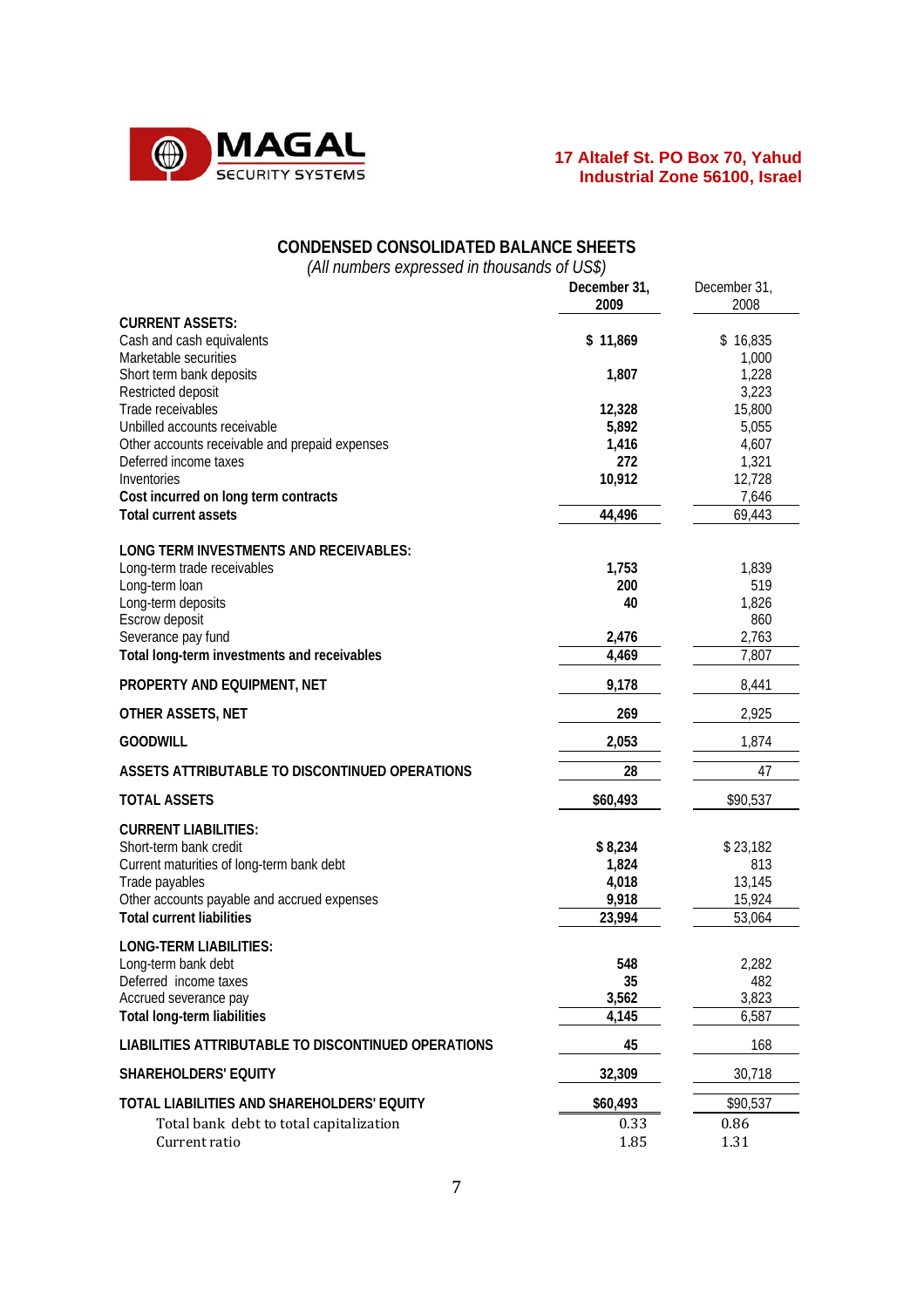MAGAL SECURITY SYSTEMS

17 Altalef St. PO Box 70, Yahud Industrial Zone 56100, Israel

## CONDENSED CONSOLIDATED BALANCE SHEETS

*(All numbers expressed in thousands of US$)*

| | December 31, 2009 | December 31, 2008 |
|---|---|---|
| **CURRENT ASSETS:** | | |
| Cash and cash equivalents | **$ 11,869** | $ 16,835 |
| Marketable securities | | 1,000 |
| Short term bank deposits | **1,807** | 1,228 |
| Restricted deposit | | 3,223 |
| Trade receivables | **12,328** | 15,800 |
| Unbilled accounts receivable | **5,892** | 5,055 |
| Other accounts receivable and prepaid expenses | **1,416** | 4,607 |
| Deferred income taxes | **272** | 1,321 |
| Inventories | **10,912** | 12,728 |
| **Cost incurred on long term contracts** | | 7,646 |
| **Total current assets** | **44,496** | 69,443 |
| **LONG TERM INVESTMENTS AND RECEIVABLES:** | | |
| Long-term trade receivables | **1,753** | 1,839 |
| Long-term loan | **200** | 519 |
| Long-term deposits | **40** | 1,826 |
| Escrow deposit | | 860 |
| Severance pay fund | **2,476** | 2,763 |
| **Total long-term investments and receivables** | **4,469** | 7,807 |
| **PROPERTY AND EQUIPMENT, NET** | **9,178** | 8,441 |
| **OTHER ASSETS, NET** | **269** | 2,925 |
| **GOODWILL** | **2,053** | 1,874 |
| **ASSETS ATTRIBUTABLE TO DISCONTINUED OPERATIONS** | **28** | 47 |
| **TOTAL ASSETS** | **$60,493** | $90,537 |
| **CURRENT LIABILITIES:** | | |
| Short-term bank credit | **$ 8,234** | $ 23,182 |
| Current maturities of long-term bank debt | **1,824** | 813 |
| Trade payables | **4,018** | 13,145 |
| Other accounts payable and accrued expenses | **9,918** | 15,924 |
| **Total current liabilities** | **23,994** | 53,064 |
| **LONG-TERM LIABILITIES:** | | |
| Long-term bank debt | **548** | 2,282 |
| Deferred income taxes | **35** | 482 |
| Accrued severance pay | **3,562** | 3,823 |
| **Total long-term liabilities** | **4,145** | 6,587 |
| **LIABILITIES ATTRIBUTABLE TO DISCONTINUED OPERATIONS** | **45** | 168 |
| **SHAREHOLDERS' EQUITY** | **32,309** | 30,718 |
| **TOTAL LIABILITIES AND SHAREHOLDERS' EQUITY** | **$60,493** | $90,537 |
| Total bank debt to total capitalization | 0.33 | 0.86 |
| Current ratio | 1.85 | 1.31 |